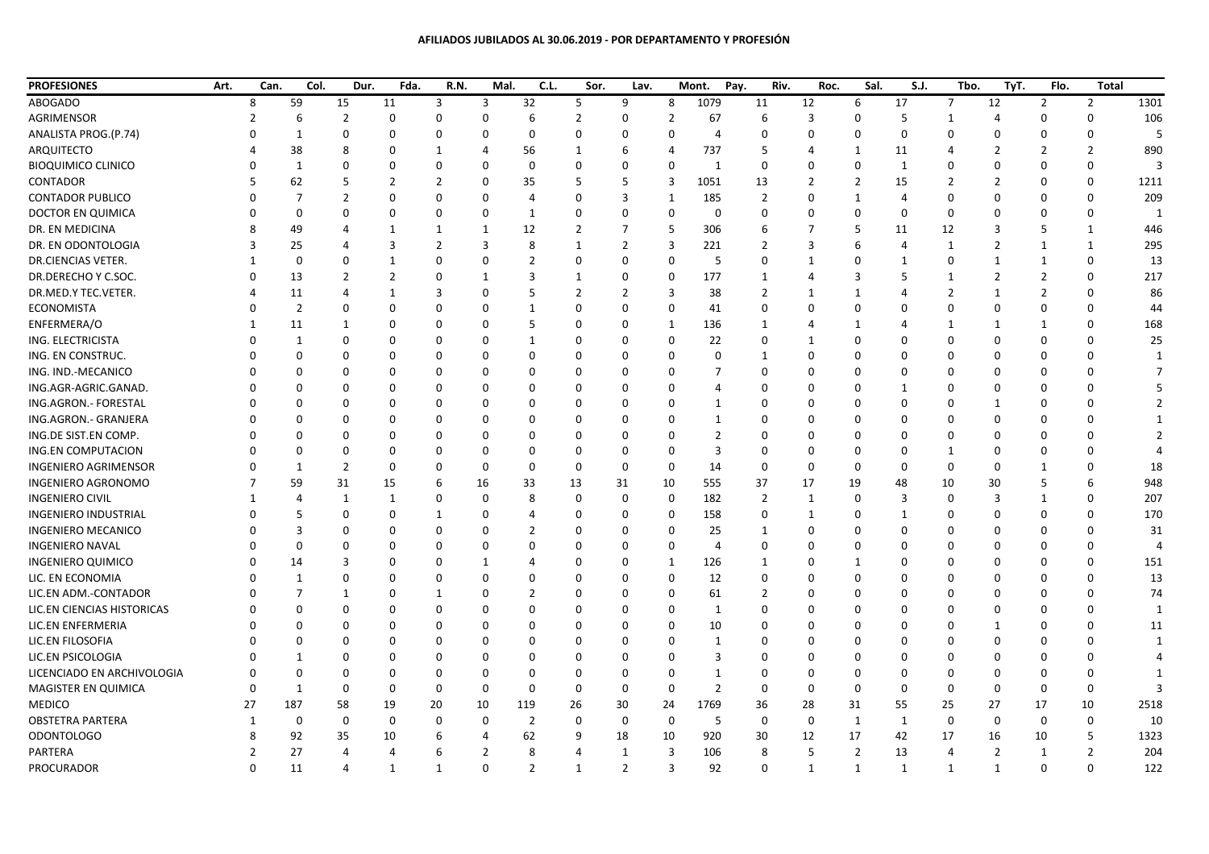**AFILIADOS JUBILADOS AL 30.06.2019 - POR DEPARTAMENTO Y PROFESIÓN**

| PROFESIONES | Art. | Can. | Col. | Dur. | Fda. | R.N. | Mal. | C.L. | Sor. | Lav. | Mont. | Pay. | Riv. | Roc. | Sal. | S.J. | Tbo. | TyT. | Flo. | Total |
|---|---|---|---|---|---|---|---|---|---|---|---|---|---|---|---|---|---|---|---|---|
| ABOGADO | 8 | 59 | 15 | 11 | 3 | 3 | 32 | 5 | 9 | 8 | 1079 | 11 | 12 | 6 | 17 | 7 | 12 | 2 | 2 | 1301 |
| AGRIMENSOR | 2 | 6 | 2 | 0 | 0 | 0 | 6 | 2 | 0 | 2 | 67 | 6 | 3 | 0 | 5 | 1 | 4 | 0 | 0 | 106 |
| ANALISTA PROG.(P.74) | 0 | 1 | 0 | 0 | 0 | 0 | 0 | 0 | 0 | 0 | 4 | 0 | 0 | 0 | 0 | 0 | 0 | 0 | 0 | 5 |
| ARQUITECTO | 4 | 38 | 8 | 0 | 1 | 4 | 56 | 1 | 6 | 4 | 737 | 5 | 4 | 1 | 11 | 4 | 2 | 2 | 2 | 890 |
| BIOQUIMICO CLINICO | 0 | 1 | 0 | 0 | 0 | 0 | 0 | 0 | 0 | 0 | 1 | 0 | 0 | 0 | 1 | 0 | 0 | 0 | 0 | 3 |
| CONTADOR | 5 | 62 | 5 | 2 | 2 | 0 | 35 | 5 | 5 | 3 | 1051 | 13 | 2 | 2 | 15 | 2 | 2 | 0 | 0 | 1211 |
| CONTADOR PUBLICO | 0 | 7 | 2 | 0 | 0 | 0 | 4 | 0 | 3 | 1 | 185 | 2 | 0 | 1 | 4 | 0 | 0 | 0 | 0 | 209 |
| DOCTOR EN QUIMICA | 0 | 0 | 0 | 0 | 0 | 0 | 1 | 0 | 0 | 0 | 0 | 0 | 0 | 0 | 0 | 0 | 0 | 0 | 0 | 1 |
| DR. EN MEDICINA | 8 | 49 | 4 | 1 | 1 | 1 | 12 | 2 | 7 | 5 | 306 | 6 | 7 | 5 | 11 | 12 | 3 | 5 | 1 | 446 |
| DR. EN ODONTOLOGIA | 3 | 25 | 4 | 3 | 2 | 3 | 8 | 1 | 2 | 3 | 221 | 2 | 3 | 6 | 4 | 1 | 2 | 1 | 1 | 295 |
| DR.CIENCIAS VETER. | 1 | 0 | 0 | 1 | 0 | 0 | 2 | 0 | 0 | 0 | 5 | 0 | 1 | 0 | 1 | 0 | 1 | 1 | 0 | 13 |
| DR.DERECHO Y C.SOC. | 0 | 13 | 2 | 2 | 0 | 1 | 3 | 1 | 0 | 0 | 177 | 1 | 4 | 3 | 5 | 1 | 2 | 2 | 0 | 217 |
| DR.MED.Y TEC.VETER. | 4 | 11 | 4 | 1 | 3 | 0 | 5 | 2 | 2 | 3 | 38 | 2 | 1 | 1 | 4 | 2 | 1 | 2 | 0 | 86 |
| ECONOMISTA | 0 | 2 | 0 | 0 | 0 | 0 | 1 | 0 | 0 | 0 | 41 | 0 | 0 | 0 | 0 | 0 | 0 | 0 | 0 | 44 |
| ENFERMERA/O | 1 | 11 | 1 | 0 | 0 | 0 | 5 | 0 | 0 | 1 | 136 | 1 | 4 | 1 | 4 | 1 | 1 | 1 | 0 | 168 |
| ING. ELECTRICISTA | 0 | 1 | 0 | 0 | 0 | 0 | 1 | 0 | 0 | 0 | 22 | 0 | 1 | 0 | 0 | 0 | 0 | 0 | 0 | 25 |
| ING. EN CONSTRUC. | 0 | 0 | 0 | 0 | 0 | 0 | 0 | 0 | 0 | 0 | 0 | 1 | 0 | 0 | 0 | 0 | 0 | 0 | 0 | 1 |
| ING. IND.-MECANICO | 0 | 0 | 0 | 0 | 0 | 0 | 0 | 0 | 0 | 0 | 7 | 0 | 0 | 0 | 0 | 0 | 0 | 0 | 0 | 7 |
| ING.AGR-AGRIC.GANAD. | 0 | 0 | 0 | 0 | 0 | 0 | 0 | 0 | 0 | 0 | 4 | 0 | 0 | 0 | 1 | 0 | 0 | 0 | 0 | 5 |
| ING.AGRON.- FORESTAL | 0 | 0 | 0 | 0 | 0 | 0 | 0 | 0 | 0 | 0 | 1 | 0 | 0 | 0 | 0 | 0 | 1 | 0 | 0 | 2 |
| ING.AGRON.- GRANJERA | 0 | 0 | 0 | 0 | 0 | 0 | 0 | 0 | 0 | 0 | 1 | 0 | 0 | 0 | 0 | 0 | 0 | 0 | 0 | 1 |
| ING.DE SIST.EN COMP. | 0 | 0 | 0 | 0 | 0 | 0 | 0 | 0 | 0 | 0 | 2 | 0 | 0 | 0 | 0 | 0 | 0 | 0 | 0 | 2 |
| ING.EN COMPUTACION | 0 | 0 | 0 | 0 | 0 | 0 | 0 | 0 | 0 | 0 | 3 | 0 | 0 | 0 | 0 | 1 | 0 | 0 | 0 | 4 |
| INGENIERO AGRIMENSOR | 0 | 1 | 2 | 0 | 0 | 0 | 0 | 0 | 0 | 0 | 14 | 0 | 0 | 0 | 0 | 0 | 0 | 1 | 0 | 18 |
| INGENIERO AGRONOMO | 7 | 59 | 31 | 15 | 6 | 16 | 33 | 13 | 31 | 10 | 555 | 37 | 17 | 19 | 48 | 10 | 30 | 5 | 6 | 948 |
| INGENIERO CIVIL | 1 | 4 | 1 | 1 | 0 | 0 | 8 | 0 | 0 | 0 | 182 | 2 | 1 | 0 | 3 | 0 | 3 | 1 | 0 | 207 |
| INGENIERO INDUSTRIAL | 0 | 5 | 0 | 0 | 1 | 0 | 4 | 0 | 0 | 0 | 158 | 0 | 1 | 0 | 1 | 0 | 0 | 0 | 0 | 170 |
| INGENIERO MECANICO | 0 | 3 | 0 | 0 | 0 | 0 | 2 | 0 | 0 | 0 | 25 | 1 | 0 | 0 | 0 | 0 | 0 | 0 | 0 | 31 |
| INGENIERO NAVAL | 0 | 0 | 0 | 0 | 0 | 0 | 0 | 0 | 0 | 0 | 4 | 0 | 0 | 0 | 0 | 0 | 0 | 0 | 0 | 4 |
| INGENIERO QUIMICO | 0 | 14 | 3 | 0 | 0 | 1 | 4 | 0 | 0 | 1 | 126 | 1 | 0 | 1 | 0 | 0 | 0 | 0 | 0 | 151 |
| LIC. EN ECONOMIA | 0 | 1 | 0 | 0 | 0 | 0 | 0 | 0 | 0 | 0 | 12 | 0 | 0 | 0 | 0 | 0 | 0 | 0 | 0 | 13 |
| LIC.EN ADM.-CONTADOR | 0 | 7 | 1 | 0 | 1 | 0 | 2 | 0 | 0 | 0 | 61 | 2 | 0 | 0 | 0 | 0 | 0 | 0 | 0 | 74 |
| LIC.EN CIENCIAS HISTORICAS | 0 | 0 | 0 | 0 | 0 | 0 | 0 | 0 | 0 | 0 | 1 | 0 | 0 | 0 | 0 | 0 | 0 | 0 | 0 | 1 |
| LIC.EN ENFERMERIA | 0 | 0 | 0 | 0 | 0 | 0 | 0 | 0 | 0 | 0 | 10 | 0 | 0 | 0 | 0 | 0 | 1 | 0 | 0 | 11 |
| LIC.EN FILOSOFIA | 0 | 0 | 0 | 0 | 0 | 0 | 0 | 0 | 0 | 0 | 1 | 0 | 0 | 0 | 0 | 0 | 0 | 0 | 0 | 1 |
| LIC.EN PSICOLOGIA | 0 | 1 | 0 | 0 | 0 | 0 | 0 | 0 | 0 | 0 | 3 | 0 | 0 | 0 | 0 | 0 | 0 | 0 | 0 | 4 |
| LICENCIADO EN ARCHIVOLOGIA | 0 | 0 | 0 | 0 | 0 | 0 | 0 | 0 | 0 | 0 | 1 | 0 | 0 | 0 | 0 | 0 | 0 | 0 | 0 | 1 |
| MAGISTER EN QUIMICA | 0 | 1 | 0 | 0 | 0 | 0 | 0 | 0 | 0 | 0 | 2 | 0 | 0 | 0 | 0 | 0 | 0 | 0 | 0 | 3 |
| MEDICO | 27 | 187 | 58 | 19 | 20 | 10 | 119 | 26 | 30 | 24 | 1769 | 36 | 28 | 31 | 55 | 25 | 27 | 17 | 10 | 2518 |
| OBSTETRA PARTERA | 1 | 0 | 0 | 0 | 0 | 0 | 2 | 0 | 0 | 0 | 5 | 0 | 0 | 1 | 1 | 0 | 0 | 0 | 0 | 10 |
| ODONTOLOGO | 8 | 92 | 35 | 10 | 6 | 4 | 62 | 9 | 18 | 10 | 920 | 30 | 12 | 17 | 42 | 17 | 16 | 10 | 5 | 1323 |
| PARTERA | 2 | 27 | 4 | 4 | 6 | 2 | 8 | 4 | 1 | 3 | 106 | 8 | 5 | 2 | 13 | 4 | 2 | 1 | 2 | 204 |
| PROCURADOR | 0 | 11 | 4 | 1 | 1 | 0 | 2 | 1 | 2 | 3 | 92 | 0 | 1 | 1 | 1 | 1 | 1 | 0 | 0 | 122 |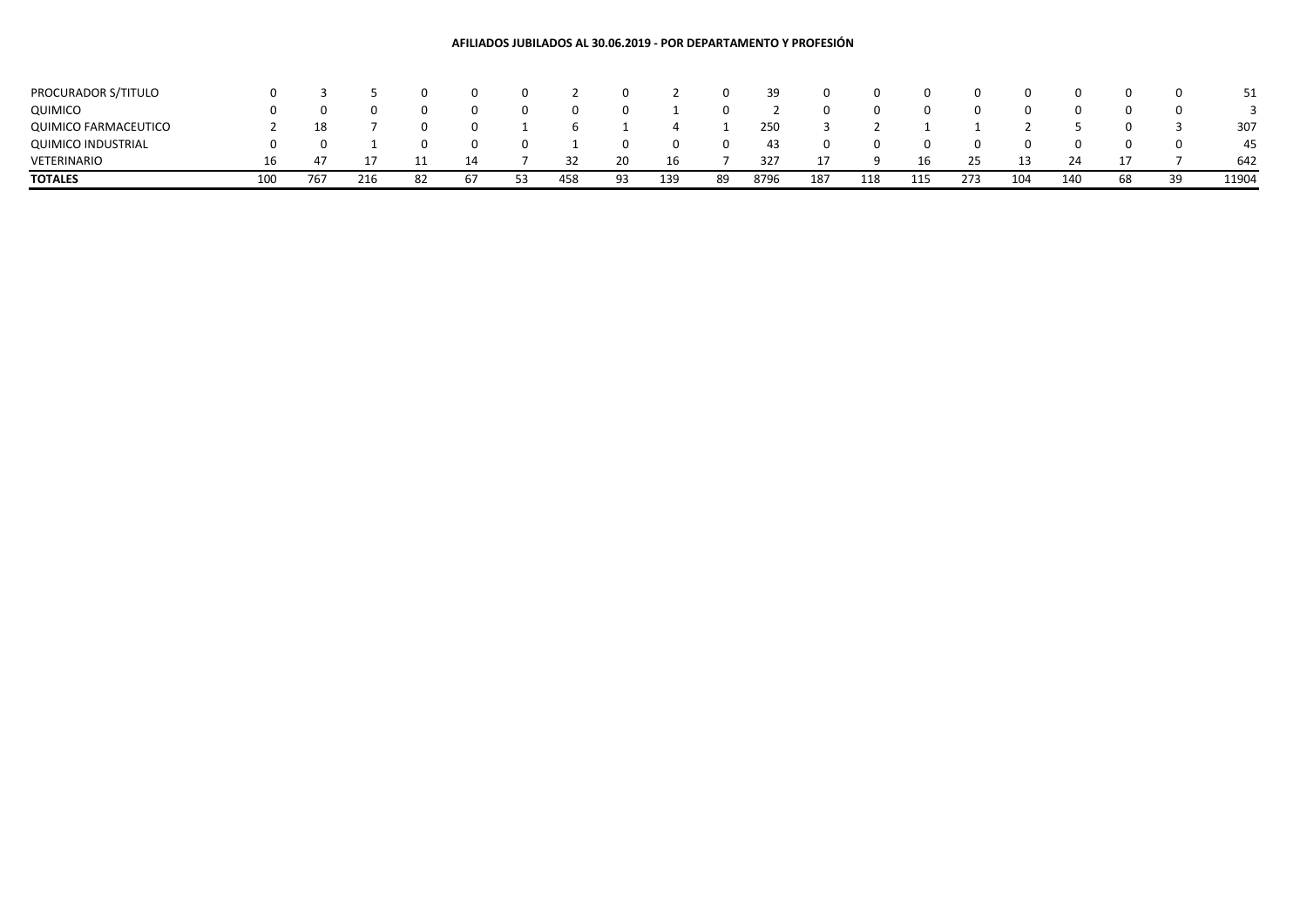**AFILIADOS JUBILADOS AL 30.06.2019 - POR DEPARTAMENTO Y PROFESIÓN**

| | | | | | | | | | | | | | | | | | | | | |
|---|---|---|---|---|---|---|---|---|---|---|---|---|---|---|---|---|---|---|---|---|
| PROCURADOR S/TITULO | 0 | 3 | 5 | 0 | 0 | 0 | 2 | 0 | 2 | 0 | 39 | 0 | 0 | 0 | 0 | 0 | 0 | 0 | 0 | 51 |
| QUIMICO | 0 | 0 | 0 | 0 | 0 | 0 | 0 | 0 | 1 | 0 | 2 | 0 | 0 | 0 | 0 | 0 | 0 | 0 | 0 | 3 |
| QUIMICO FARMACEUTICO | 2 | 18 | 7 | 0 | 0 | 1 | 6 | 1 | 4 | 1 | 250 | 3 | 2 | 1 | 1 | 2 | 5 | 0 | 3 | 307 |
| QUIMICO INDUSTRIAL | 0 | 0 | 1 | 0 | 0 | 0 | 1 | 0 | 0 | 0 | 43 | 0 | 0 | 0 | 0 | 0 | 0 | 0 | 0 | 45 |
| VETERINARIO | 16 | 47 | 17 | 11 | 14 | 7 | 32 | 20 | 16 | 7 | 327 | 17 | 9 | 16 | 25 | 13 | 24 | 17 | 7 | 642 |
| **TOTALES** | 100 | 767 | 216 | 82 | 67 | 53 | 458 | 93 | 139 | 89 | 8796 | 187 | 118 | 115 | 273 | 104 | 140 | 68 | 39 | 11904 |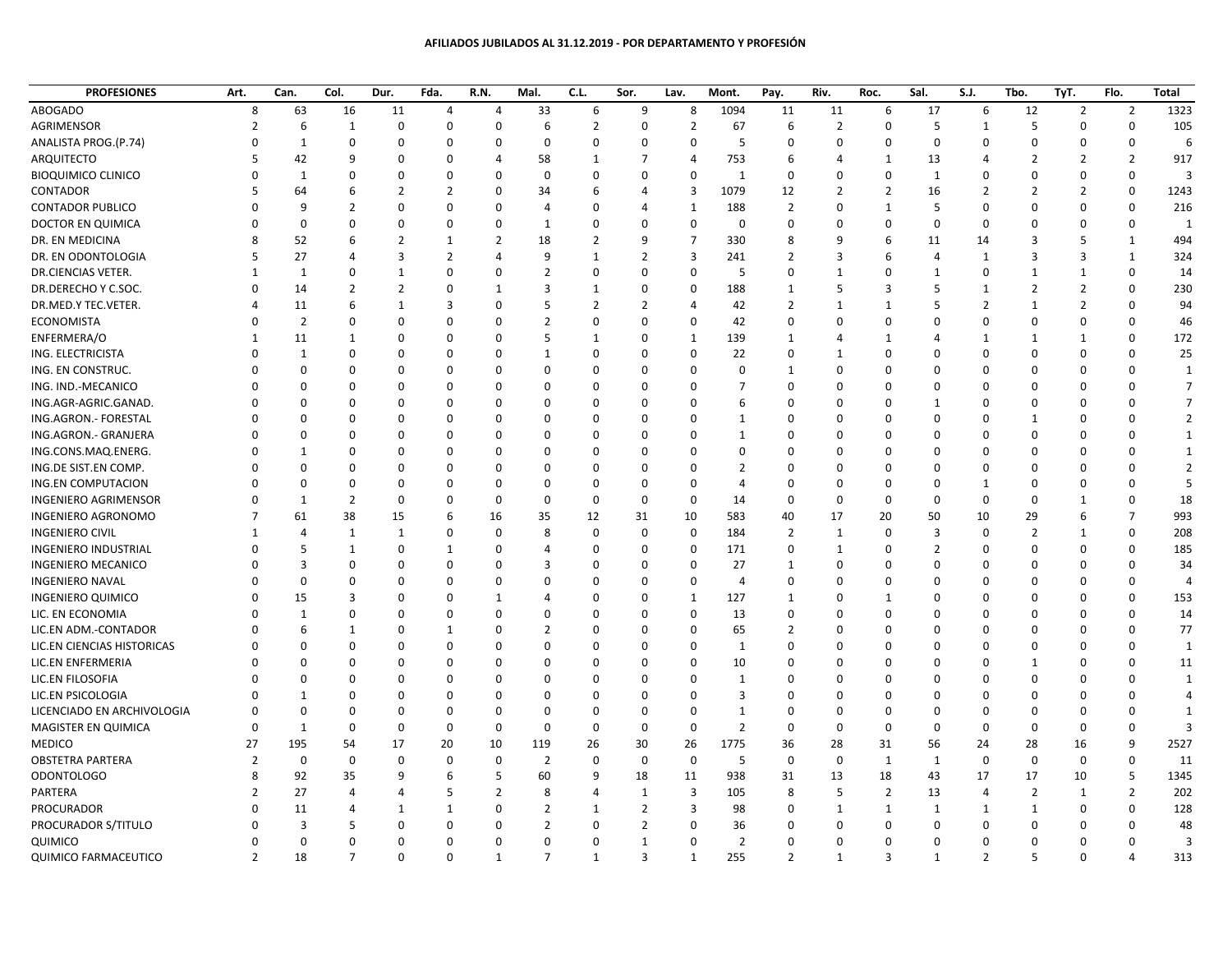**AFILIADOS JUBILADOS AL 31.12.2019 - POR DEPARTAMENTO Y PROFESIÓN**

| PROFESIONES | Art. | Can. | Col. | Dur. | Fda. | R.N. | Mal. | C.L. | Sor. | Lav. | Mont. | Pay. | Riv. | Roc. | Sal. | S.J. | Tbo. | TyT. | Flo. | Total |
|---|---|---|---|---|---|---|---|---|---|---|---|---|---|---|---|---|---|---|---|---|
| ABOGADO | 8 | 63 | 16 | 11 | 4 | 4 | 33 | 6 | 9 | 8 | 1094 | 11 | 11 | 6 | 17 | 6 | 12 | 2 | 2 | 1323 |
| AGRIMENSOR | 2 | 6 | 1 | 0 | 0 | 0 | 6 | 2 | 0 | 2 | 67 | 6 | 2 | 0 | 5 | 1 | 5 | 0 | 0 | 105 |
| ANALISTA PROG.(P.74) | 0 | 1 | 0 | 0 | 0 | 0 | 0 | 0 | 0 | 0 | 5 | 0 | 0 | 0 | 0 | 0 | 0 | 0 | 0 | 6 |
| ARQUITECTO | 5 | 42 | 9 | 0 | 0 | 4 | 58 | 1 | 7 | 4 | 753 | 6 | 4 | 1 | 13 | 4 | 2 | 2 | 2 | 917 |
| BIOQUIMICO CLINICO | 0 | 1 | 0 | 0 | 0 | 0 | 0 | 0 | 0 | 0 | 1 | 0 | 0 | 0 | 1 | 0 | 0 | 0 | 0 | 3 |
| CONTADOR | 5 | 64 | 6 | 2 | 2 | 0 | 34 | 6 | 4 | 3 | 1079 | 12 | 2 | 2 | 16 | 2 | 2 | 2 | 0 | 1243 |
| CONTADOR PUBLICO | 0 | 9 | 2 | 0 | 0 | 0 | 4 | 0 | 4 | 1 | 188 | 2 | 0 | 1 | 5 | 0 | 0 | 0 | 0 | 216 |
| DOCTOR EN QUIMICA | 0 | 0 | 0 | 0 | 0 | 0 | 1 | 0 | 0 | 0 | 0 | 0 | 0 | 0 | 0 | 0 | 0 | 0 | 0 | 1 |
| DR. EN MEDICINA | 8 | 52 | 6 | 2 | 1 | 2 | 18 | 2 | 9 | 7 | 330 | 8 | 9 | 6 | 11 | 14 | 3 | 5 | 1 | 494 |
| DR. EN ODONTOLOGIA | 5 | 27 | 4 | 3 | 2 | 4 | 9 | 1 | 2 | 3 | 241 | 2 | 3 | 6 | 4 | 1 | 3 | 3 | 1 | 324 |
| DR.CIENCIAS VETER. | 1 | 1 | 0 | 1 | 0 | 0 | 2 | 0 | 0 | 0 | 5 | 0 | 1 | 0 | 1 | 0 | 1 | 1 | 0 | 14 |
| DR.DERECHO Y C.SOC. | 0 | 14 | 2 | 2 | 0 | 1 | 3 | 1 | 0 | 0 | 188 | 1 | 5 | 3 | 5 | 1 | 2 | 2 | 0 | 230 |
| DR.MED.Y TEC.VETER. | 4 | 11 | 6 | 1 | 3 | 0 | 5 | 2 | 2 | 4 | 42 | 2 | 1 | 1 | 5 | 2 | 1 | 2 | 0 | 94 |
| ECONOMISTA | 0 | 2 | 0 | 0 | 0 | 0 | 2 | 0 | 0 | 0 | 42 | 0 | 0 | 0 | 0 | 0 | 0 | 0 | 0 | 46 |
| ENFERMERA/O | 1 | 11 | 1 | 0 | 0 | 0 | 5 | 1 | 0 | 1 | 139 | 1 | 4 | 1 | 4 | 1 | 1 | 1 | 0 | 172 |
| ING. ELECTRICISTA | 0 | 1 | 0 | 0 | 0 | 0 | 1 | 0 | 0 | 0 | 22 | 0 | 1 | 0 | 0 | 0 | 0 | 0 | 0 | 25 |
| ING. EN CONSTRUC. | 0 | 0 | 0 | 0 | 0 | 0 | 0 | 0 | 0 | 0 | 0 | 1 | 0 | 0 | 0 | 0 | 0 | 0 | 0 | 1 |
| ING. IND.-MECANICO | 0 | 0 | 0 | 0 | 0 | 0 | 0 | 0 | 0 | 0 | 7 | 0 | 0 | 0 | 0 | 0 | 0 | 0 | 0 | 7 |
| ING.AGR-AGRIC.GANAD. | 0 | 0 | 0 | 0 | 0 | 0 | 0 | 0 | 0 | 0 | 6 | 0 | 0 | 0 | 1 | 0 | 0 | 0 | 0 | 7 |
| ING.AGRON.- FORESTAL | 0 | 0 | 0 | 0 | 0 | 0 | 0 | 0 | 0 | 0 | 1 | 0 | 0 | 0 | 0 | 0 | 1 | 0 | 0 | 2 |
| ING.AGRON.- GRANJERA | 0 | 0 | 0 | 0 | 0 | 0 | 0 | 0 | 0 | 0 | 1 | 0 | 0 | 0 | 0 | 0 | 0 | 0 | 0 | 1 |
| ING.CONS.MAQ.ENERG. | 0 | 1 | 0 | 0 | 0 | 0 | 0 | 0 | 0 | 0 | 0 | 0 | 0 | 0 | 0 | 0 | 0 | 0 | 0 | 1 |
| ING.DE SIST.EN COMP. | 0 | 0 | 0 | 0 | 0 | 0 | 0 | 0 | 0 | 0 | 2 | 0 | 0 | 0 | 0 | 0 | 0 | 0 | 0 | 2 |
| ING.EN COMPUTACION | 0 | 0 | 0 | 0 | 0 | 0 | 0 | 0 | 0 | 0 | 4 | 0 | 0 | 0 | 0 | 1 | 0 | 0 | 0 | 5 |
| INGENIERO AGRIMENSOR | 0 | 1 | 2 | 0 | 0 | 0 | 0 | 0 | 0 | 0 | 14 | 0 | 0 | 0 | 0 | 0 | 0 | 1 | 0 | 18 |
| INGENIERO AGRONOMO | 7 | 61 | 38 | 15 | 6 | 16 | 35 | 12 | 31 | 10 | 583 | 40 | 17 | 20 | 50 | 10 | 29 | 6 | 7 | 993 |
| INGENIERO CIVIL | 1 | 4 | 1 | 1 | 0 | 0 | 8 | 0 | 0 | 0 | 184 | 2 | 1 | 0 | 3 | 0 | 2 | 1 | 0 | 208 |
| INGENIERO INDUSTRIAL | 0 | 5 | 1 | 0 | 1 | 0 | 4 | 0 | 0 | 0 | 171 | 0 | 1 | 0 | 2 | 0 | 0 | 0 | 0 | 185 |
| INGENIERO MECANICO | 0 | 3 | 0 | 0 | 0 | 0 | 3 | 0 | 0 | 0 | 27 | 1 | 0 | 0 | 0 | 0 | 0 | 0 | 0 | 34 |
| INGENIERO NAVAL | 0 | 0 | 0 | 0 | 0 | 0 | 0 | 0 | 0 | 0 | 4 | 0 | 0 | 0 | 0 | 0 | 0 | 0 | 0 | 4 |
| INGENIERO QUIMICO | 0 | 15 | 3 | 0 | 0 | 1 | 4 | 0 | 0 | 1 | 127 | 1 | 0 | 1 | 0 | 0 | 0 | 0 | 0 | 153 |
| LIC. EN ECONOMIA | 0 | 1 | 0 | 0 | 0 | 0 | 0 | 0 | 0 | 0 | 13 | 0 | 0 | 0 | 0 | 0 | 0 | 0 | 0 | 14 |
| LIC.EN ADM.-CONTADOR | 0 | 6 | 1 | 0 | 1 | 0 | 2 | 0 | 0 | 0 | 65 | 2 | 0 | 0 | 0 | 0 | 0 | 0 | 0 | 77 |
| LIC.EN CIENCIAS HISTORICAS | 0 | 0 | 0 | 0 | 0 | 0 | 0 | 0 | 0 | 0 | 1 | 0 | 0 | 0 | 0 | 0 | 0 | 0 | 0 | 1 |
| LIC.EN ENFERMERIA | 0 | 0 | 0 | 0 | 0 | 0 | 0 | 0 | 0 | 0 | 10 | 0 | 0 | 0 | 0 | 0 | 1 | 0 | 0 | 11 |
| LIC.EN FILOSOFIA | 0 | 0 | 0 | 0 | 0 | 0 | 0 | 0 | 0 | 0 | 1 | 0 | 0 | 0 | 0 | 0 | 0 | 0 | 0 | 1 |
| LIC.EN PSICOLOGIA | 0 | 1 | 0 | 0 | 0 | 0 | 0 | 0 | 0 | 0 | 3 | 0 | 0 | 0 | 0 | 0 | 0 | 0 | 0 | 4 |
| LICENCIADO EN ARCHIVOLOGIA | 0 | 0 | 0 | 0 | 0 | 0 | 0 | 0 | 0 | 0 | 1 | 0 | 0 | 0 | 0 | 0 | 0 | 0 | 0 | 1 |
| MAGISTER EN QUIMICA | 0 | 1 | 0 | 0 | 0 | 0 | 0 | 0 | 0 | 0 | 2 | 0 | 0 | 0 | 0 | 0 | 0 | 0 | 0 | 3 |
| MEDICO | 27 | 195 | 54 | 17 | 20 | 10 | 119 | 26 | 30 | 26 | 1775 | 36 | 28 | 31 | 56 | 24 | 28 | 16 | 9 | 2527 |
| OBSTETRA PARTERA | 2 | 0 | 0 | 0 | 0 | 0 | 2 | 0 | 0 | 0 | 5 | 0 | 0 | 1 | 1 | 0 | 0 | 0 | 0 | 11 |
| ODONTOLOGO | 8 | 92 | 35 | 9 | 6 | 5 | 60 | 9 | 18 | 11 | 938 | 31 | 13 | 18 | 43 | 17 | 17 | 10 | 5 | 1345 |
| PARTERA | 2 | 27 | 4 | 4 | 5 | 2 | 8 | 4 | 1 | 3 | 105 | 8 | 5 | 2 | 13 | 4 | 2 | 1 | 2 | 202 |
| PROCURADOR | 0 | 11 | 4 | 1 | 1 | 0 | 2 | 1 | 2 | 3 | 98 | 0 | 1 | 1 | 1 | 1 | 1 | 0 | 0 | 128 |
| PROCURADOR S/TITULO | 0 | 3 | 5 | 0 | 0 | 0 | 2 | 0 | 2 | 0 | 36 | 0 | 0 | 0 | 0 | 0 | 0 | 0 | 0 | 48 |
| QUIMICO | 0 | 0 | 0 | 0 | 0 | 0 | 0 | 0 | 1 | 0 | 2 | 0 | 0 | 0 | 0 | 0 | 0 | 0 | 0 | 3 |
| QUIMICO FARMACEUTICO | 2 | 18 | 7 | 0 | 0 | 1 | 7 | 1 | 3 | 1 | 255 | 2 | 1 | 3 | 1 | 2 | 5 | 0 | 4 | 313 |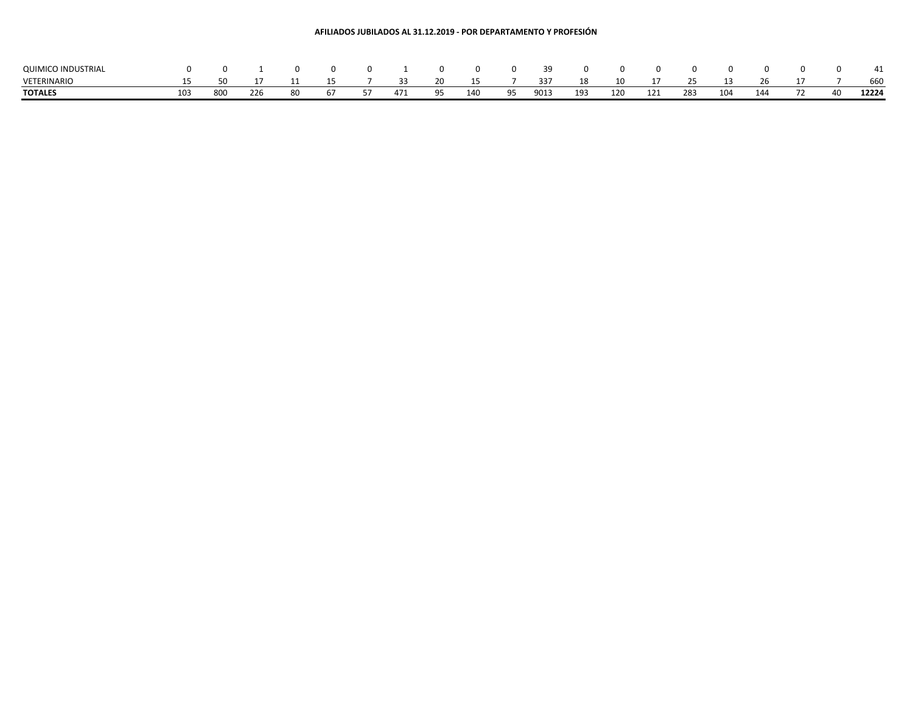**AFILIADOS JUBILADOS AL 31.12.2019 - POR DEPARTAMENTO Y PROFESIÓN**

| | | | | | | | | | | | | | | | | | | | | |
|---|---|---|---|---|---|---|---|---|---|---|---|---|---|---|---|---|---|---|---|---|
| QUIMICO INDUSTRIAL | 0 | 0 | 1 | 0 | 0 | 0 | 1 | 0 | 0 | 0 | 39 | 0 | 0 | 0 | 0 | 0 | 0 | 0 | 0 | 41 |
| VETERINARIO | 15 | 50 | 17 | 11 | 15 | 7 | 33 | 20 | 15 | 7 | 337 | 18 | 10 | 17 | 25 | 13 | 26 | 17 | 7 | 660 |
| **TOTALES** | 103 | 800 | 226 | 80 | 67 | 57 | 471 | 95 | 140 | 95 | 9013 | 193 | 120 | 121 | 283 | 104 | 144 | 72 | 40 | **12224** |